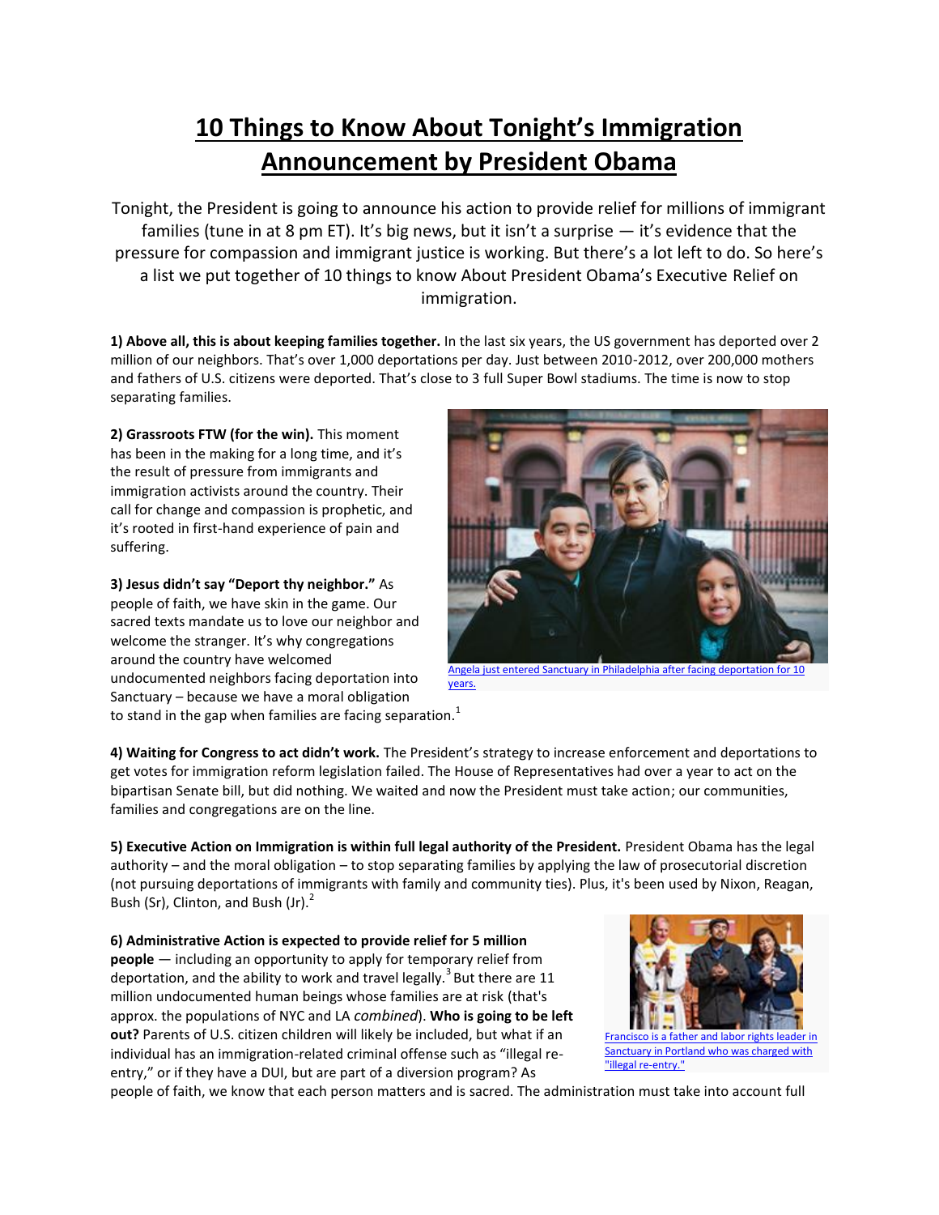# 10 Things to Know About Tonight's Immigration Announcement by President Obama

Tonight, the President is going to announce his action to provide relief for millions of immigrant families (tune in at 8 pm ET). It's big news, but it isn't a surprise — it's evidence that the pressure for compassion and immigrant justice is working. But there's a lot left to do. So here's a list we put together of 10 things to know About President Obama's Executive Relief on immigration.

**1) Above all, this is about keeping families together.** In the last six years, the US government has deported over 2 million of our neighbors. That's over 1,000 deportations per day. Just between 2010-2012, over 200,000 mothers and fathers of U.S. citizens were deported. That's close to 3 full Super Bowl stadiums. The time is now to stop separating families.

**2) Grassroots FTW (for the win).** This moment has been in the making for a long time, and it's the result of pressure from immigrants and immigration activists around the country. Their call for change and compassion is prophetic, and it's rooted in first-hand experience of pain and suffering.

Angela just entered Sanctuary in Philadelphia after facing deportation for 10 years.

**3) Jesus didn't say "Deport thy neighbor."** As people of faith, we have skin in the game. Our sacred texts mandate us to love our neighbor and welcome the stranger. It's why congregations around the country have welcomed undocumented neighbors facing deportation into Sanctuary – because we have a moral obligation to stand in the gap when families are facing separation.[1]

**4) Waiting for Congress to act didn't work.** The President's strategy to increase enforcement and deportations to get votes for immigration reform legislation failed. The House of Representatives had over a year to act on the bipartisan Senate bill, but did nothing. We waited and now the President must take action; our communities, families and congregations are on the line.

**5) Executive Action on Immigration is within full legal authority of the President.** President Obama has the legal authority – and the moral obligation – to stop separating families by applying the law of prosecutorial discretion (not pursuing deportations of immigrants with family and community ties). Plus, it's been used by Nixon, Reagan, Bush (Sr), Clinton, and Bush (Jr).[2]

**6) Administrative Action is expected to provide relief for 5 million people** — including an opportunity to apply for temporary relief from deportation, and the ability to work and travel legally.[3] But there are 11 million undocumented human beings whose families are at risk (that's approx. the populations of NYC and LA *combined*). **Who is going to be left out?** Parents of U.S. citizen children will likely be included, but what if an individual has an immigration-related criminal offense such as "illegal re-entry," or if they have a DUI, but are part of a diversion program? As people of faith, we know that each person matters and is sacred. The administration must take into account full

Francisco is a father and labor rights leader in Sanctuary in Portland who was charged with "illegal re-entry."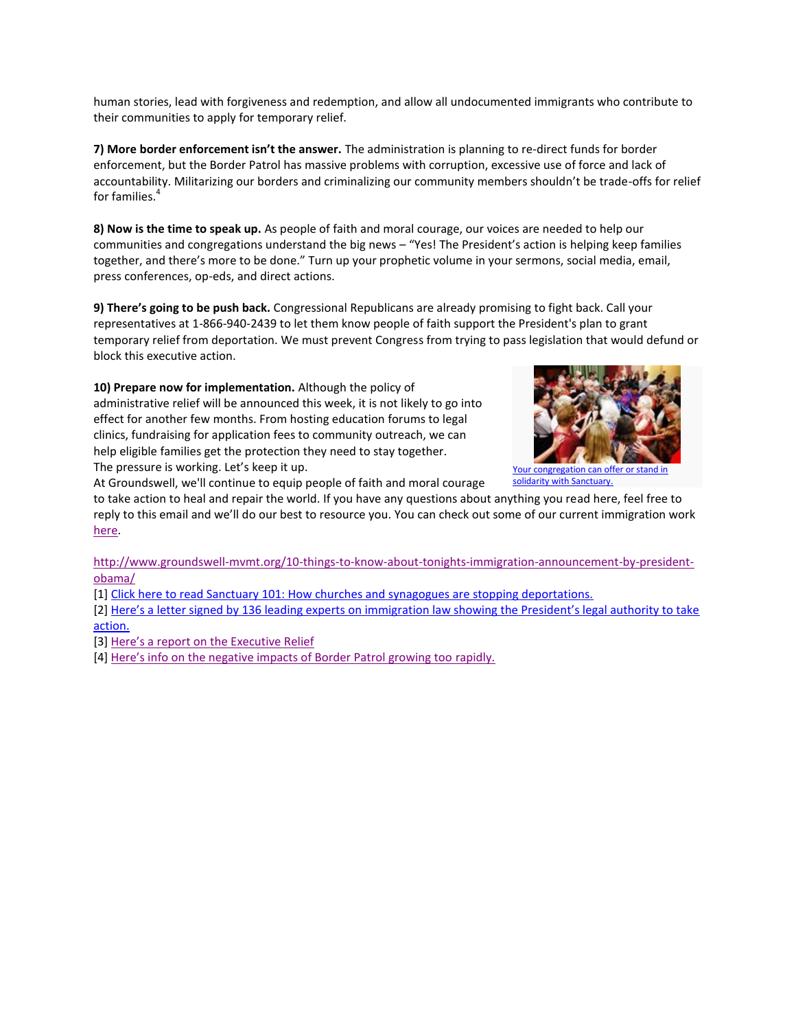human stories, lead with forgiveness and redemption, and allow all undocumented immigrants who contribute to their communities to apply for temporary relief.

**7) More border enforcement isn't the answer.** The administration is planning to re-direct funds for border enforcement, but the Border Patrol has massive problems with corruption, excessive use of force and lack of accountability. Militarizing our borders and criminalizing our community members shouldn't be trade-offs for relief for families.[4]

**8) Now is the time to speak up.** As people of faith and moral courage, our voices are needed to help our communities and congregations understand the big news – "Yes! The President's action is helping keep families together, and there's more to be done." Turn up your prophetic volume in your sermons, social media, email, press conferences, op-eds, and direct actions.

**9) There's going to be push back.** Congressional Republicans are already promising to fight back. Call your representatives at 1-866-940-2439 to let them know people of faith support the President's plan to grant temporary relief from deportation. We must prevent Congress from trying to pass legislation that would defund or block this executive action.

**10) Prepare now for implementation.** Although the policy of administrative relief will be announced this week, it is not likely to go into effect for another few months. From hosting education forums to legal clinics, fundraising for application fees to community outreach, we can help eligible families get the protection they need to stay together. The pressure is working. Let's keep it up.

Your congregation can offer or stand in solidarity with Sanctuary.

At Groundswell, we'll continue to equip people of faith and moral courage to take action to heal and repair the world. If you have any questions about anything you read here, feel free to reply to this email and we'll do our best to resource you. You can check out some of our current immigration work here.

http://www.groundswell-mvmt.org/10-things-to-know-about-tonights-immigration-announcement-by-president-obama/

[1] Click here to read Sanctuary 101: How churches and synagogues are stopping deportations.

[2] Here's a letter signed by 136 leading experts on immigration law showing the President's legal authority to take action.

[3] Here's a report on the Executive Relief

[4] Here's info on the negative impacts of Border Patrol growing too rapidly.